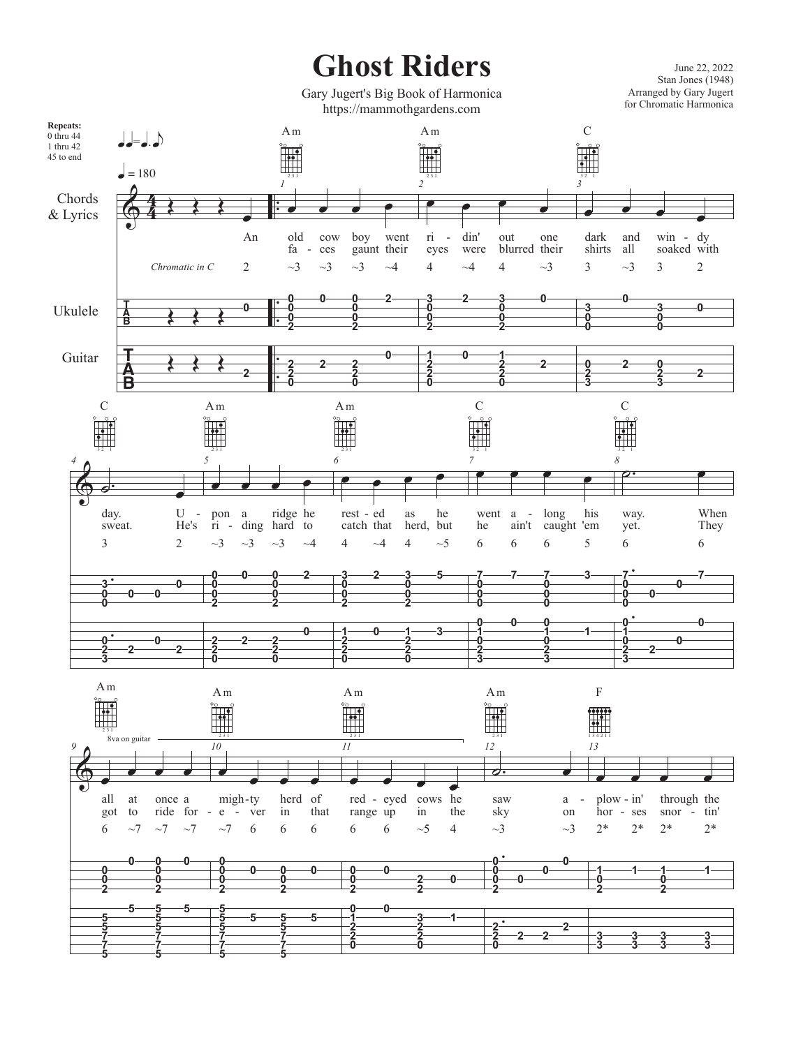# Ghost Riders

Gary Jugert's Big Book of Harmonica
https://mammothgardens.com

June 22, 2022
Stan Jones (1948)
Arranged by Gary Jugert
for Chromatic Harmonica

**Repeats:**
0 thru 44
1 thru 42
45 to end

♩ = 180

Chords & Lyrics

*Chromatic in C*

Ukulele

Guitar

| Measure | Chord | Lyrics (verse 1) | Lyrics (verse 2) | Harmonica |
|---|---|---|---|---|
| 0 | | An | | 2 |
| 1 | Am | old cow boy went | fa - ces gaunt their | ~3 ~3 ~3 ~4 |
| 2 | Am | ri - din' out one | eyes were blurred their | 4 ~4 4 ~3 |
| 3 | C | dark and win - dy | shirts all soaked with | 3 ~3 3 2 |
| 4 | C | day. U - | sweat. He's | 3 2 |
| 5 | Am | pon a ridge he | ri - ding hard to | ~3 ~3 ~3 ~4 |
| 6 | Am | rest - ed as he | catch that herd, but | 4 ~4 4 ~5 |
| 7 | C | went a - long his | he ain't caught 'em | 6 6 6 5 |
| 8 | C | way. When | yet. They | 6 6 |
| 9 | Am | all at once a | got to ride for - | 6 ~7 ~7 ~7 |
| 10 | Am | migh - ty herd of | e - ver in that | ~7 6 6 6 |
| 11 | Am | red - eyed cows he | range up in the | 6 6 ~5 4 |
| 12 | Am | saw a - | sky on | ~3 ~3 |
| 13 | F | plow - in' through the | hor - ses snor - tin' | 2* 2* 2* 2* |

8va on guitar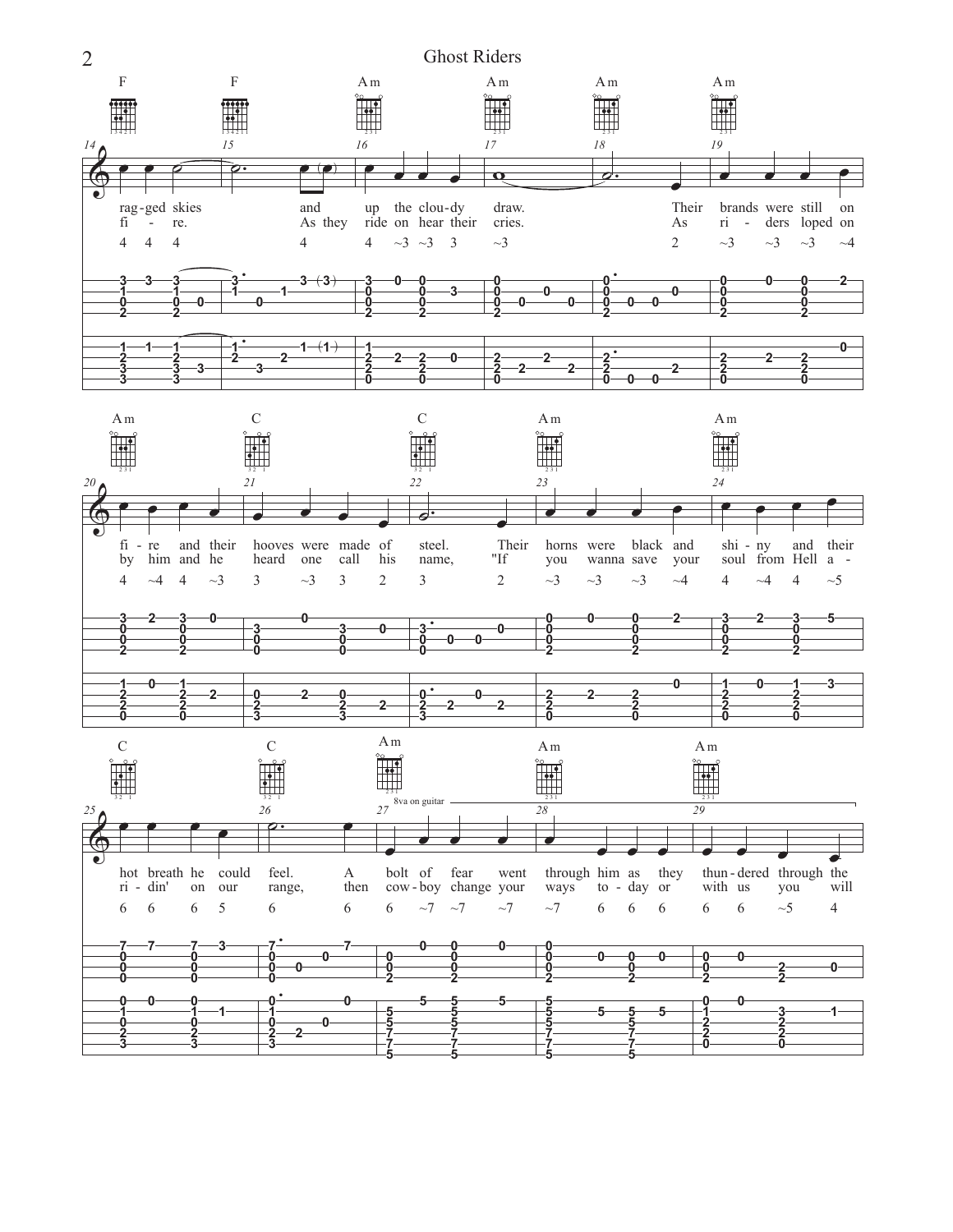F F Am Am Am Am

14–19

rag-ged skies and up the clou-dy draw. Their brands were still on
fi - re. As they ride on hear their cries. As ri - ders loped on

4 4 4 4 4 ~3 ~3 3 ~3 2 ~3 ~3 ~3 ~4

Am C C Am Am

20–24

fi - re and their hooves were made of steel. Their horns were black and shi - ny and their
by him and he heard one call his name, "If you wanna save your soul from Hell a -

4 ~4 4 ~3 3 ~3 3 2 3 2 ~3 ~3 ~3 ~4 4 ~4 4 ~5

C C Am Am Am

25–29

8va on guitar

hot breath he could feel. A bolt of fear went through him as they thun - dered through the
ri - din' on our range, then cow - boy change your ways to - day or with us you will

6 6 6 5 6 6 6 ~7 ~7 ~7 ~7 6 6 6 6 6 ~5 4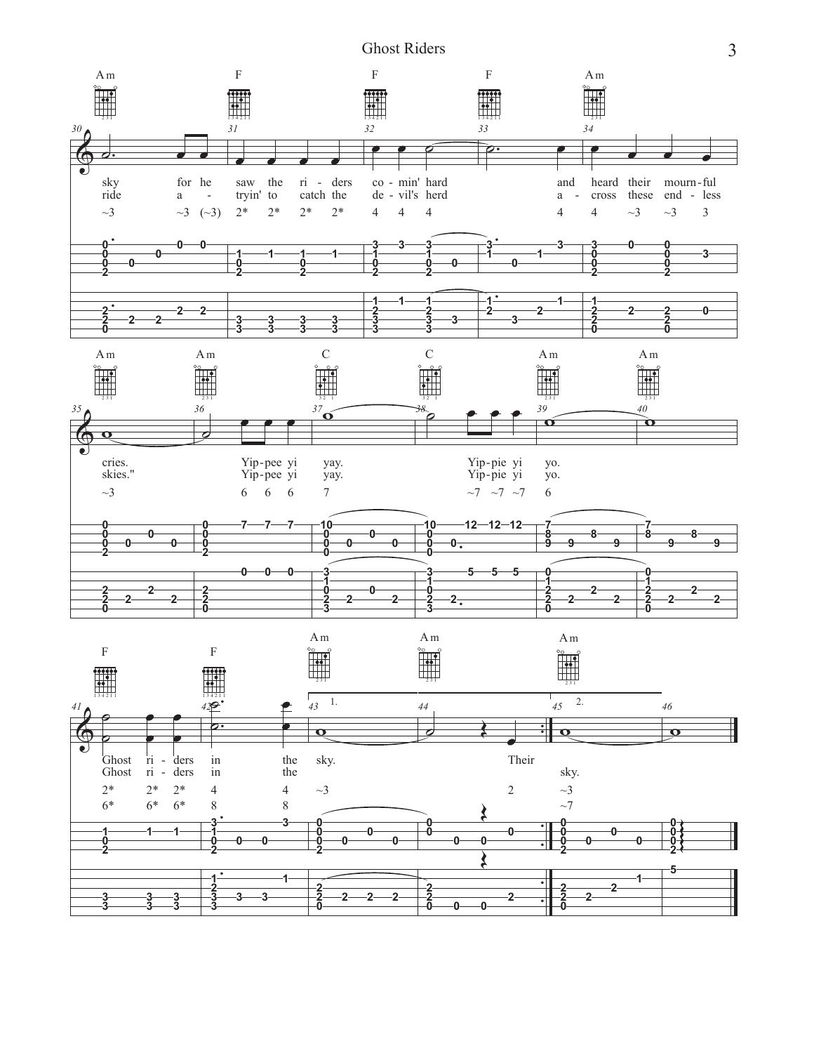Am F F F Am

sky for he saw the ri - ders co - min' hard and heard their mourn - ful

ride a - tryin' to catch the de - vil's herd a - cross these end - less

Am Am C C Am Am

cries. Yip - pee yi yay. Yip - pie yi yo.

skies." Yip - pee yi yay. Yip - pie yi yo.

F F Am Am Am

Ghost ri - ders in the sky. Their

Ghost ri - ders in the sky.